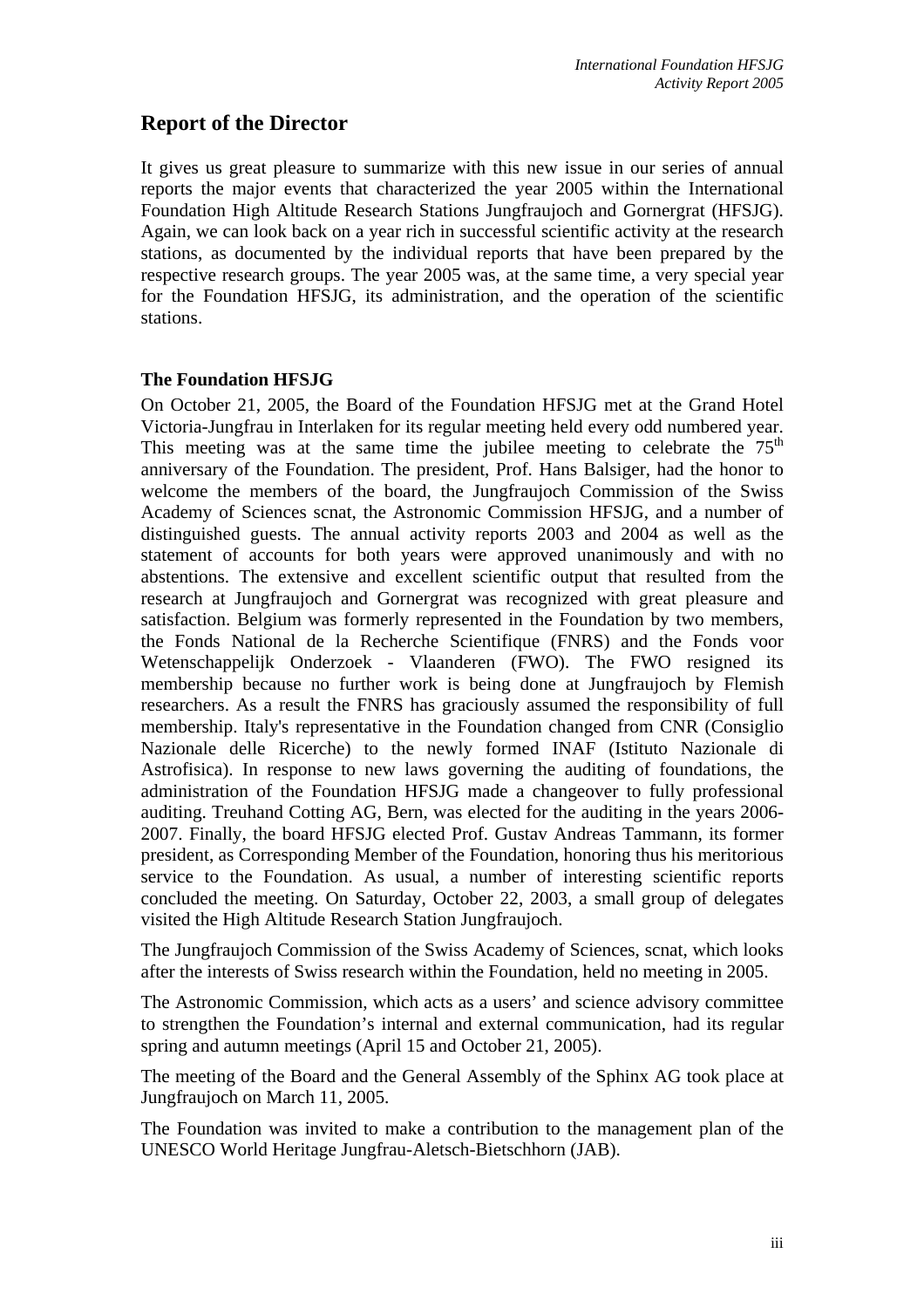# Report of the Director

It gives us great pleasure to summarize with this new issue in our series of annual reports the major events that characterized the year 2005 within the International Foundation High Altitude Research Stations Jungfraujoch and Gornergrat (HFSJG). Again, we can look back on a year rich in successful scientific activity at the research stations, as documented by the individual reports that have been prepared by the respective research groups. The year 2005 was, at the same time, a very special year for the Foundation HFSJG, its administration, and the operation of the scientific stations.

### The Foundation HFSJG

On October 21, 2005, the Board of the Foundation HFSJG met at the Grand Hotel Victoria-Jungfrau in Interlaken for its regular meeting held every odd numbered year. This meeting was at the same time the jubilee meeting to celebrate the 75$^{th}$ anniversary of the Foundation. The president, Prof. Hans Balsiger, had the honor to welcome the members of the board, the Jungfraujoch Commission of the Swiss Academy of Sciences scnat, the Astronomic Commission HFSJG, and a number of distinguished guests. The annual activity reports 2003 and 2004 as well as the statement of accounts for both years were approved unanimously and with no abstentions. The extensive and excellent scientific output that resulted from the research at Jungfraujoch and Gornergrat was recognized with great pleasure and satisfaction. Belgium was formerly represented in the Foundation by two members, the Fonds National de la Recherche Scientifique (FNRS) and the Fonds voor Wetenschappelijk Onderzoek - Vlaanderen (FWO). The FWO resigned its membership because no further work is being done at Jungfraujoch by Flemish researchers. As a result the FNRS has graciously assumed the responsibility of full membership. Italy's representative in the Foundation changed from CNR (Consiglio Nazionale delle Ricerche) to the newly formed INAF (Istituto Nazionale di Astrofisica). In response to new laws governing the auditing of foundations, the administration of the Foundation HFSJG made a changeover to fully professional auditing. Treuhand Cotting AG, Bern, was elected for the auditing in the years 2006-2007. Finally, the board HFSJG elected Prof. Gustav Andreas Tammann, its former president, as Corresponding Member of the Foundation, honoring thus his meritorious service to the Foundation. As usual, a number of interesting scientific reports concluded the meeting. On Saturday, October 22, 2003, a small group of delegates visited the High Altitude Research Station Jungfraujoch.

The Jungfraujoch Commission of the Swiss Academy of Sciences, scnat, which looks after the interests of Swiss research within the Foundation, held no meeting in 2005.

The Astronomic Commission, which acts as a users' and science advisory committee to strengthen the Foundation's internal and external communication, had its regular spring and autumn meetings (April 15 and October 21, 2005).

The meeting of the Board and the General Assembly of the Sphinx AG took place at Jungfraujoch on March 11, 2005.

The Foundation was invited to make a contribution to the management plan of the UNESCO World Heritage Jungfrau-Aletsch-Bietschhorn (JAB).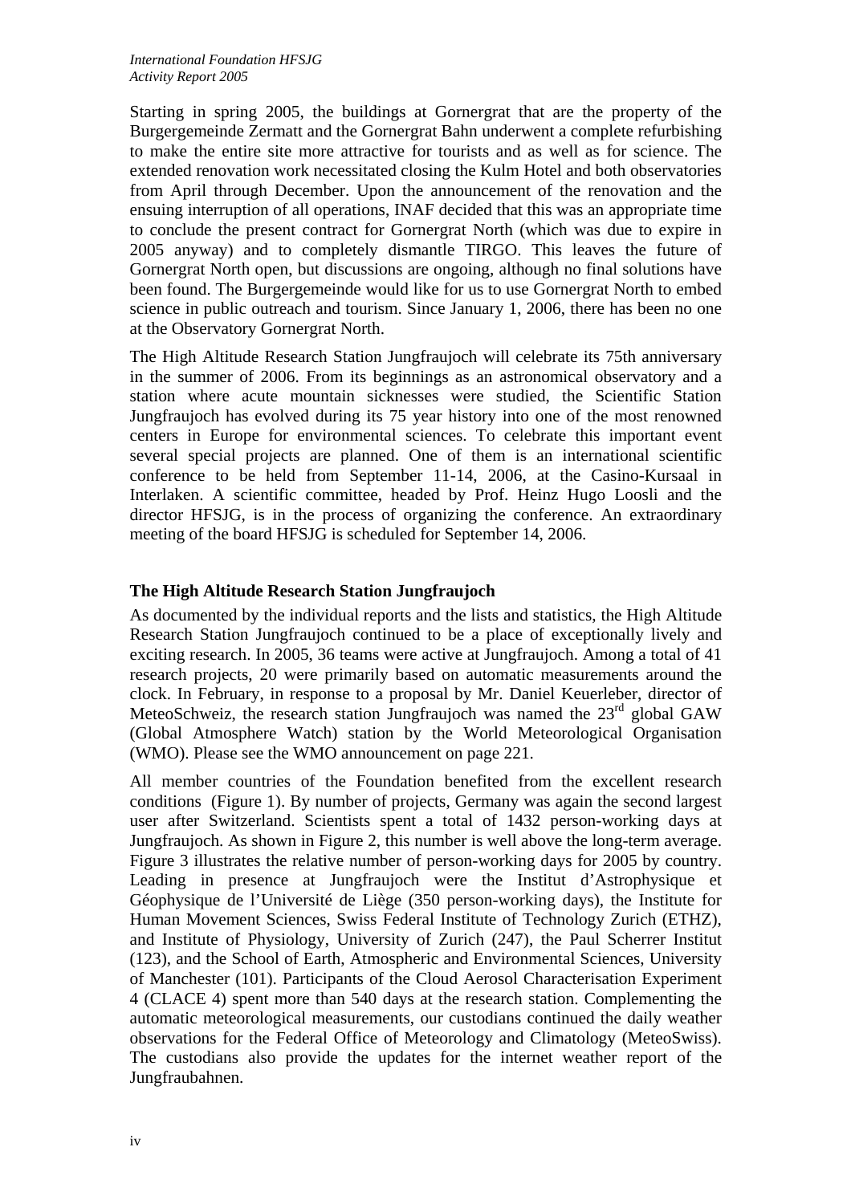Starting in spring 2005, the buildings at Gornergrat that are the property of the Burgergemeinde Zermatt and the Gornergrat Bahn underwent a complete refurbishing to make the entire site more attractive for tourists and as well as for science. The extended renovation work necessitated closing the Kulm Hotel and both observatories from April through December. Upon the announcement of the renovation and the ensuing interruption of all operations, INAF decided that this was an appropriate time to conclude the present contract for Gornergrat North (which was due to expire in 2005 anyway) and to completely dismantle TIRGO. This leaves the future of Gornergrat North open, but discussions are ongoing, although no final solutions have been found. The Burgergemeinde would like for us to use Gornergrat North to embed science in public outreach and tourism. Since January 1, 2006, there has been no one at the Observatory Gornergrat North.

The High Altitude Research Station Jungfraujoch will celebrate its 75th anniversary in the summer of 2006. From its beginnings as an astronomical observatory and a station where acute mountain sicknesses were studied, the Scientific Station Jungfraujoch has evolved during its 75 year history into one of the most renowned centers in Europe for environmental sciences. To celebrate this important event several special projects are planned. One of them is an international scientific conference to be held from September 11-14, 2006, at the Casino-Kursaal in Interlaken. A scientific committee, headed by Prof. Heinz Hugo Loosli and the director HFSJG, is in the process of organizing the conference. An extraordinary meeting of the board HFSJG is scheduled for September 14, 2006.

## The High Altitude Research Station Jungfraujoch

As documented by the individual reports and the lists and statistics, the High Altitude Research Station Jungfraujoch continued to be a place of exceptionally lively and exciting research. In 2005, 36 teams were active at Jungfraujoch. Among a total of 41 research projects, 20 were primarily based on automatic measurements around the clock. In February, in response to a proposal by Mr. Daniel Keuerleber, director of MeteoSchweiz, the research station Jungfraujoch was named the 23rd global GAW (Global Atmosphere Watch) station by the World Meteorological Organisation (WMO). Please see the WMO announcement on page 221.

All member countries of the Foundation benefited from the excellent research conditions (Figure 1). By number of projects, Germany was again the second largest user after Switzerland. Scientists spent a total of 1432 person-working days at Jungfraujoch. As shown in Figure 2, this number is well above the long-term average. Figure 3 illustrates the relative number of person-working days for 2005 by country. Leading in presence at Jungfraujoch were the Institut d'Astrophysique et Géophysique de l'Université de Liège (350 person-working days), the Institute for Human Movement Sciences, Swiss Federal Institute of Technology Zurich (ETHZ), and Institute of Physiology, University of Zurich (247), the Paul Scherrer Institut (123), and the School of Earth, Atmospheric and Environmental Sciences, University of Manchester (101). Participants of the Cloud Aerosol Characterisation Experiment 4 (CLACE 4) spent more than 540 days at the research station. Complementing the automatic meteorological measurements, our custodians continued the daily weather observations for the Federal Office of Meteorology and Climatology (MeteoSwiss). The custodians also provide the updates for the internet weather report of the Jungfraubahnen.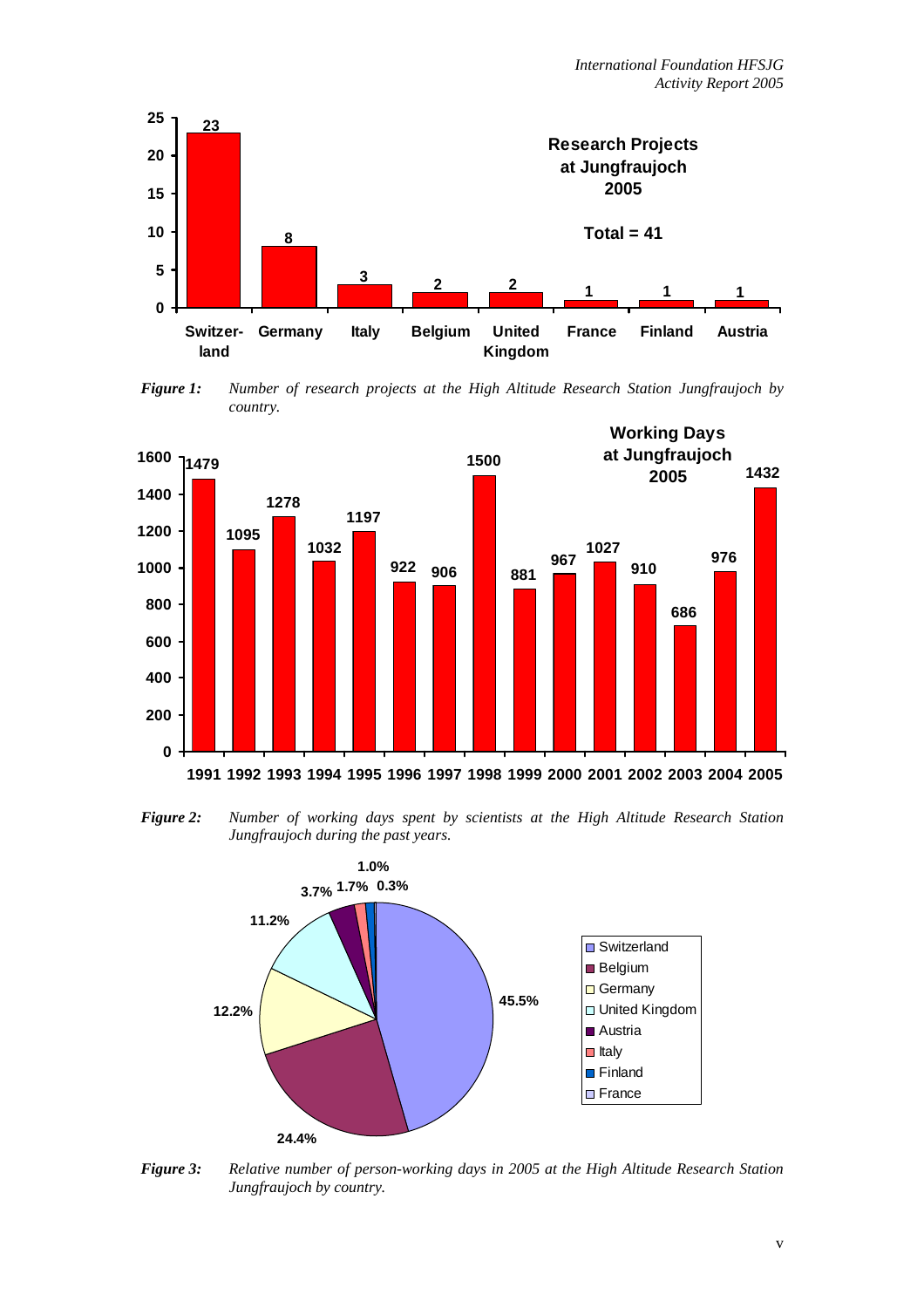**Research Projects at Jungfraujoch 2005**

**Total = 41**

| Country | Number of projects |
|---|---|
| Switzerland | 23 |
| Germany | 8 |
| Italy | 3 |
| Belgium | 2 |
| United Kingdom | 2 |
| France | 1 |
| Finland | 1 |
| Austria | 1 |

***Figure 1:*** *Number of research projects at the High Altitude Research Station Jungfraujoch by country.*

**Working Days at Jungfraujoch 2005**

| Year | Working days |
|---|---|
| 1991 | 1479 |
| 1992 | 1095 |
| 1993 | 1278 |
| 1994 | 1032 |
| 1995 | 1197 |
| 1996 | 922 |
| 1997 | 906 |
| 1998 | 1500 |
| 1999 | 881 |
| 2000 | 967 |
| 2001 | 1027 |
| 2002 | 910 |
| 2003 | 686 |
| 2004 | 976 |
| 2005 | 1432 |

***Figure 2:*** *Number of working days spent by scientists at the High Altitude Research Station Jungfraujoch during the past years.*

| Country | Share |
|---|---|
| Switzerland | 45.5% |
| Belgium | 24.4% |
| Germany | 12.2% |
| United Kingdom | 11.2% |
| Austria | 3.7% |
| Italy | 1.7% |
| Finland | 1.0% |
| France | 0.3% |

***Figure 3:*** *Relative number of person-working days in 2005 at the High Altitude Research Station Jungfraujoch by country.*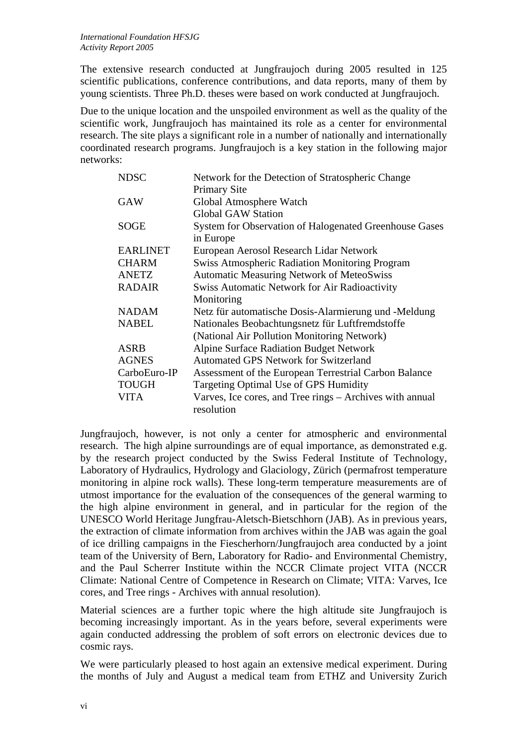The extensive research conducted at Jungfraujoch during 2005 resulted in 125 scientific publications, conference contributions, and data reports, many of them by young scientists. Three Ph.D. theses were based on work conducted at Jungfraujoch.

Due to the unique location and the unspoiled environment as well as the quality of the scientific work, Jungfraujoch has maintained its role as a center for environmental research. The site plays a significant role in a number of nationally and internationally coordinated research programs. Jungfraujoch is a key station in the following major networks:

| | |
|---|---|
| NDSC | Network for the Detection of Stratospheric Change Primary Site |
| GAW | Global Atmosphere Watch Global GAW Station |
| SOGE | System for Observation of Halogenated Greenhouse Gases in Europe |
| EARLINET | European Aerosol Research Lidar Network |
| CHARM | Swiss Atmospheric Radiation Monitoring Program |
| ANETZ | Automatic Measuring Network of MeteoSwiss |
| RADAIR | Swiss Automatic Network for Air Radioactivity Monitoring |
| NADAM | Netz für automatische Dosis-Alarmierung und -Meldung |
| NABEL | Nationales Beobachtungsnetz für Luftfremdstoffe (National Air Pollution Monitoring Network) |
| ASRB | Alpine Surface Radiation Budget Network |
| AGNES | Automated GPS Network for Switzerland |
| CarboEuro-IP | Assessment of the European Terrestrial Carbon Balance |
| TOUGH | Targeting Optimal Use of GPS Humidity |
| VITA | Varves, Ice cores, and Tree rings – Archives with annual resolution |

Jungfraujoch, however, is not only a center for atmospheric and environmental research. The high alpine surroundings are of equal importance, as demonstrated e.g. by the research project conducted by the Swiss Federal Institute of Technology, Laboratory of Hydraulics, Hydrology and Glaciology, Zürich (permafrost temperature monitoring in alpine rock walls). These long-term temperature measurements are of utmost importance for the evaluation of the consequences of the general warming to the high alpine environment in general, and in particular for the region of the UNESCO World Heritage Jungfrau-Aletsch-Bietschhorn (JAB). As in previous years, the extraction of climate information from archives within the JAB was again the goal of ice drilling campaigns in the Fiescherhorn/Jungfraujoch area conducted by a joint team of the University of Bern, Laboratory for Radio- and Environmental Chemistry, and the Paul Scherrer Institute within the NCCR Climate project VITA (NCCR Climate: National Centre of Competence in Research on Climate; VITA: Varves, Ice cores, and Tree rings - Archives with annual resolution).

Material sciences are a further topic where the high altitude site Jungfraujoch is becoming increasingly important. As in the years before, several experiments were again conducted addressing the problem of soft errors on electronic devices due to cosmic rays.

We were particularly pleased to host again an extensive medical experiment. During the months of July and August a medical team from ETHZ and University Zurich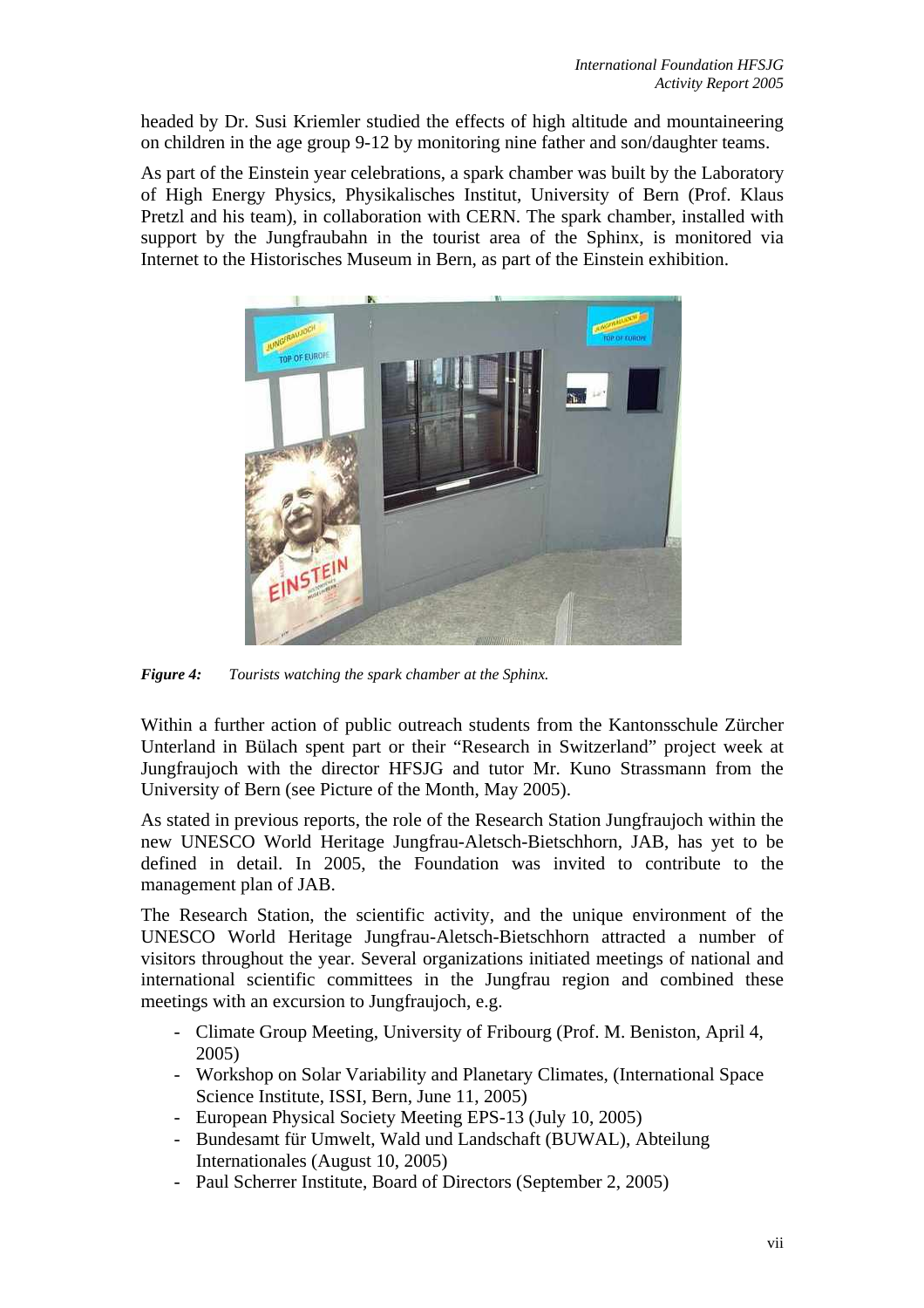headed by Dr. Susi Kriemler studied the effects of high altitude and mountaineering on children in the age group 9-12 by monitoring nine father and son/daughter teams.

As part of the Einstein year celebrations, a spark chamber was built by the Laboratory of High Energy Physics, Physikalisches Institut, University of Bern (Prof. Klaus Pretzl and his team), in collaboration with CERN. The spark chamber, installed with support by the Jungfraubahn in the tourist area of the Sphinx, is monitored via Internet to the Historisches Museum in Bern, as part of the Einstein exhibition.

***Figure 4:*** *Tourists watching the spark chamber at the Sphinx.*

Within a further action of public outreach students from the Kantonsschule Zürcher Unterland in Bülach spent part or their "Research in Switzerland" project week at Jungfraujoch with the director HFSJG and tutor Mr. Kuno Strassmann from the University of Bern (see Picture of the Month, May 2005).

As stated in previous reports, the role of the Research Station Jungfraujoch within the new UNESCO World Heritage Jungfrau-Aletsch-Bietschhorn, JAB, has yet to be defined in detail. In 2005, the Foundation was invited to contribute to the management plan of JAB.

The Research Station, the scientific activity, and the unique environment of the UNESCO World Heritage Jungfrau-Aletsch-Bietschhorn attracted a number of visitors throughout the year. Several organizations initiated meetings of national and international scientific committees in the Jungfrau region and combined these meetings with an excursion to Jungfraujoch, e.g.

- Climate Group Meeting, University of Fribourg (Prof. M. Beniston, April 4, 2005)
- Workshop on Solar Variability and Planetary Climates, (International Space Science Institute, ISSI, Bern, June 11, 2005)
- European Physical Society Meeting EPS-13 (July 10, 2005)
- Bundesamt für Umwelt, Wald und Landschaft (BUWAL), Abteilung Internationales (August 10, 2005)
- Paul Scherrer Institute, Board of Directors (September 2, 2005)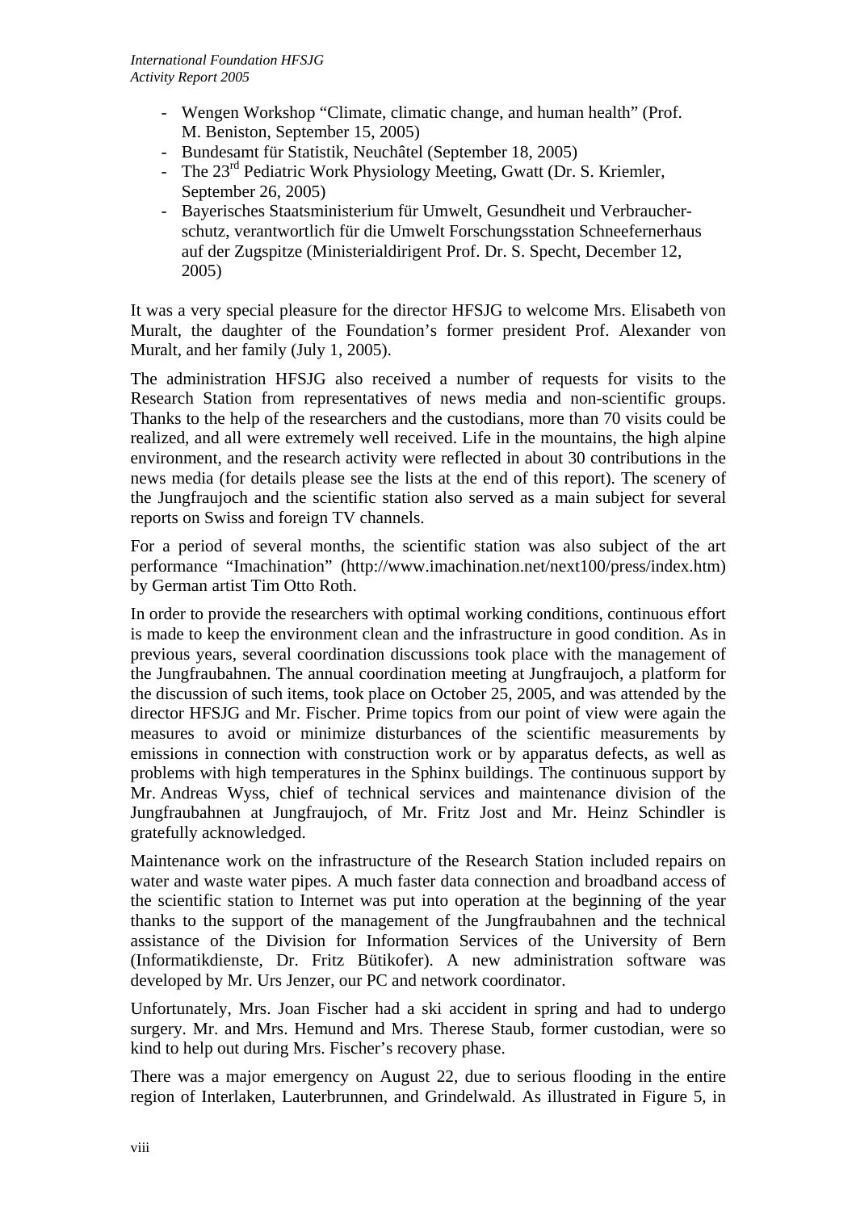- Wengen Workshop “Climate, climatic change, and human health” (Prof. M. Beniston, September 15, 2005)
- Bundesamt für Statistik, Neuchâtel (September 18, 2005)
- The 23rd Pediatric Work Physiology Meeting, Gwatt (Dr. S. Kriemler, September 26, 2005)
- Bayerisches Staatsministerium für Umwelt, Gesundheit und Verbraucherschutz, verantwortlich für die Umwelt Forschungsstation Schneefernerhaus auf der Zugspitze (Ministerialdirigent Prof. Dr. S. Specht, December 12, 2005)

It was a very special pleasure for the director HFSJG to welcome Mrs. Elisabeth von Muralt, the daughter of the Foundation’s former president Prof. Alexander von Muralt, and her family (July 1, 2005).

The administration HFSJG also received a number of requests for visits to the Research Station from representatives of news media and non-scientific groups. Thanks to the help of the researchers and the custodians, more than 70 visits could be realized, and all were extremely well received. Life in the mountains, the high alpine environment, and the research activity were reflected in about 30 contributions in the news media (for details please see the lists at the end of this report). The scenery of the Jungfraujoch and the scientific station also served as a main subject for several reports on Swiss and foreign TV channels.

For a period of several months, the scientific station was also subject of the art performance “Imachination” (http://www.imachination.net/next100/press/index.htm) by German artist Tim Otto Roth.

In order to provide the researchers with optimal working conditions, continuous effort is made to keep the environment clean and the infrastructure in good condition. As in previous years, several coordination discussions took place with the management of the Jungfraubahnen. The annual coordination meeting at Jungfraujoch, a platform for the discussion of such items, took place on October 25, 2005, and was attended by the director HFSJG and Mr. Fischer. Prime topics from our point of view were again the measures to avoid or minimize disturbances of the scientific measurements by emissions in connection with construction work or by apparatus defects, as well as problems with high temperatures in the Sphinx buildings. The continuous support by Mr. Andreas Wyss, chief of technical services and maintenance division of the Jungfraubahnen at Jungfraujoch, of Mr. Fritz Jost and Mr. Heinz Schindler is gratefully acknowledged.

Maintenance work on the infrastructure of the Research Station included repairs on water and waste water pipes. A much faster data connection and broadband access of the scientific station to Internet was put into operation at the beginning of the year thanks to the support of the management of the Jungfraubahnen and the technical assistance of the Division for Information Services of the University of Bern (Informatikdienste, Dr. Fritz Bütikofer). A new administration software was developed by Mr. Urs Jenzer, our PC and network coordinator.

Unfortunately, Mrs. Joan Fischer had a ski accident in spring and had to undergo surgery. Mr. and Mrs. Hemund and Mrs. Therese Staub, former custodian, were so kind to help out during Mrs. Fischer’s recovery phase.

There was a major emergency on August 22, due to serious flooding in the entire region of Interlaken, Lauterbrunnen, and Grindelwald. As illustrated in Figure 5, in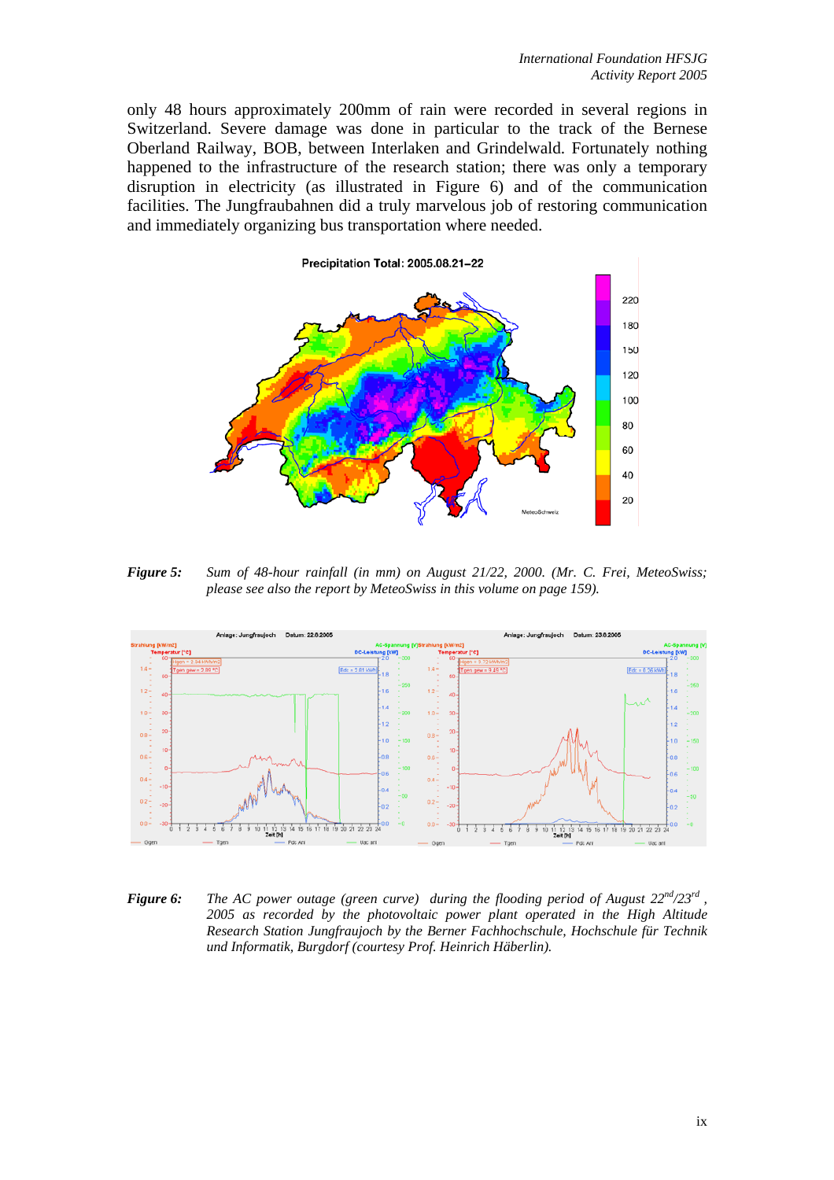only 48 hours approximately 200mm of rain were recorded in several regions in Switzerland. Severe damage was done in particular to the track of the Bernese Oberland Railway, BOB, between Interlaken and Grindelwald. Fortunately nothing happened to the infrastructure of the research station; there was only a temporary disruption in electricity (as illustrated in Figure 6) and of the communication facilities. The Jungfraubahnen did a truly marvelous job of restoring communication and immediately organizing bus transportation where needed.

***Figure 5:*** *Sum of 48-hour rainfall (in mm) on August 21/22, 2000. (Mr. C. Frei, MeteoSwiss; please see also the report by MeteoSwiss in this volume on page 159).*

***Figure 6:*** *The AC power outage (green curve) during the flooding period of August 22nd/23rd, 2005 as recorded by the photovoltaic power plant operated in the High Altitude Research Station Jungfraujoch by the Berner Fachhochschule, Hochschule für Technik und Informatik, Burgdorf (courtesy Prof. Heinrich Häberlin).*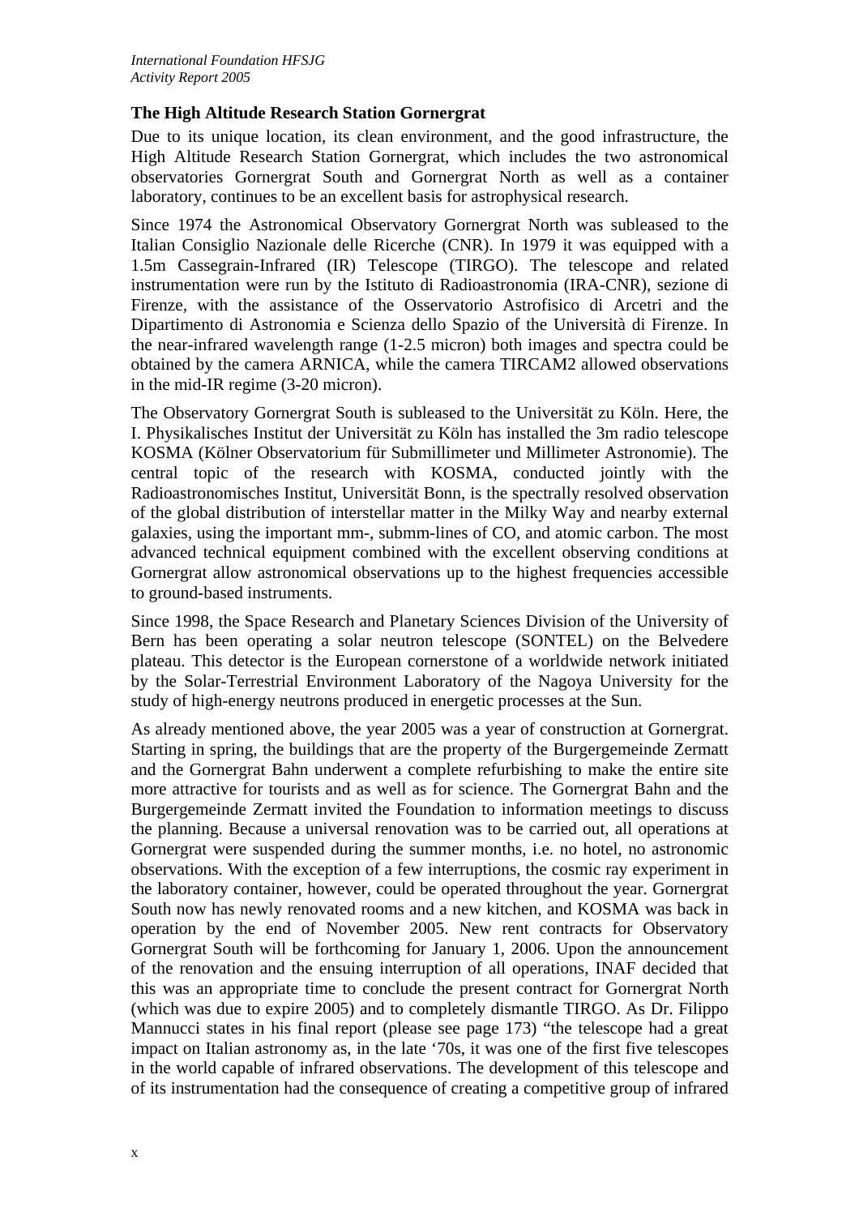## The High Altitude Research Station Gornergrat

Due to its unique location, its clean environment, and the good infrastructure, the High Altitude Research Station Gornergrat, which includes the two astronomical observatories Gornergrat South and Gornergrat North as well as a container laboratory, continues to be an excellent basis for astrophysical research.

Since 1974 the Astronomical Observatory Gornergrat North was subleased to the Italian Consiglio Nazionale delle Ricerche (CNR). In 1979 it was equipped with a 1.5m Cassegrain-Infrared (IR) Telescope (TIRGO). The telescope and related instrumentation were run by the Istituto di Radioastronomia (IRA-CNR), sezione di Firenze, with the assistance of the Osservatorio Astrofisico di Arcetri and the Dipartimento di Astronomia e Scienza dello Spazio of the Università di Firenze. In the near-infrared wavelength range (1-2.5 micron) both images and spectra could be obtained by the camera ARNICA, while the camera TIRCAM2 allowed observations in the mid-IR regime (3-20 micron).

The Observatory Gornergrat South is subleased to the Universität zu Köln. Here, the I. Physikalisches Institut der Universität zu Köln has installed the 3m radio telescope KOSMA (Kölner Observatorium für Submillimeter und Millimeter Astronomie). The central topic of the research with KOSMA, conducted jointly with the Radioastronomisches Institut, Universität Bonn, is the spectrally resolved observation of the global distribution of interstellar matter in the Milky Way and nearby external galaxies, using the important mm-, submm-lines of CO, and atomic carbon. The most advanced technical equipment combined with the excellent observing conditions at Gornergrat allow astronomical observations up to the highest frequencies accessible to ground-based instruments.

Since 1998, the Space Research and Planetary Sciences Division of the University of Bern has been operating a solar neutron telescope (SONTEL) on the Belvedere plateau. This detector is the European cornerstone of a worldwide network initiated by the Solar-Terrestrial Environment Laboratory of the Nagoya University for the study of high-energy neutrons produced in energetic processes at the Sun.

As already mentioned above, the year 2005 was a year of construction at Gornergrat. Starting in spring, the buildings that are the property of the Burgergemeinde Zermatt and the Gornergrat Bahn underwent a complete refurbishing to make the entire site more attractive for tourists and as well as for science. The Gornergrat Bahn and the Burgergemeinde Zermatt invited the Foundation to information meetings to discuss the planning. Because a universal renovation was to be carried out, all operations at Gornergrat were suspended during the summer months, i.e. no hotel, no astronomic observations. With the exception of a few interruptions, the cosmic ray experiment in the laboratory container, however, could be operated throughout the year. Gornergrat South now has newly renovated rooms and a new kitchen, and KOSMA was back in operation by the end of November 2005. New rent contracts for Observatory Gornergrat South will be forthcoming for January 1, 2006. Upon the announcement of the renovation and the ensuing interruption of all operations, INAF decided that this was an appropriate time to conclude the present contract for Gornergrat North (which was due to expire 2005) and to completely dismantle TIRGO. As Dr. Filippo Mannucci states in his final report (please see page 173) "the telescope had a great impact on Italian astronomy as, in the late '70s, it was one of the first five telescopes in the world capable of infrared observations. The development of this telescope and of its instrumentation had the consequence of creating a competitive group of infrared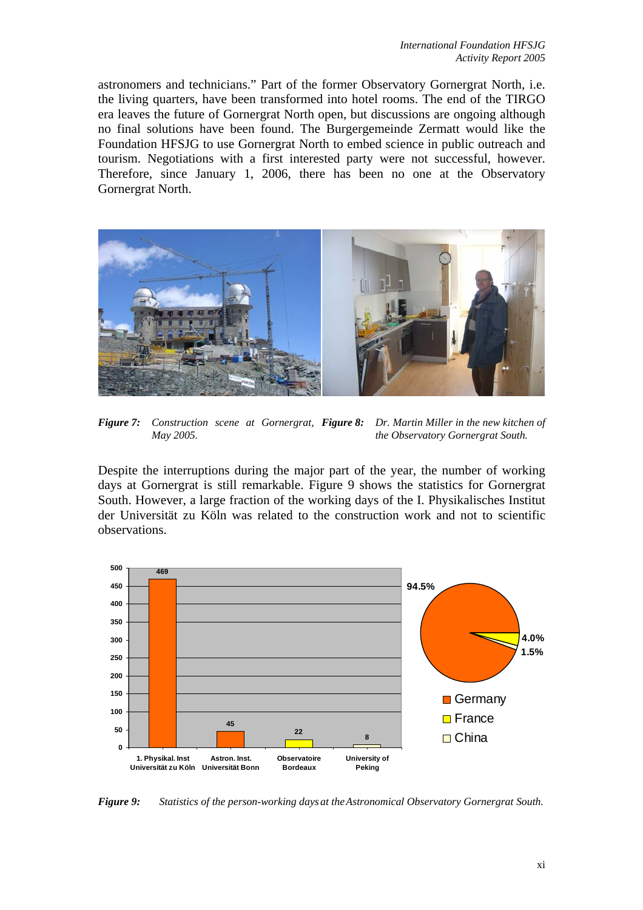astronomers and technicians." Part of the former Observatory Gornergrat North, i.e. the living quarters, have been transformed into hotel rooms. The end of the TIRGO era leaves the future of Gornergrat North open, but discussions are ongoing although no final solutions have been found. The Burgergemeinde Zermatt would like the Foundation HFSJG to use Gornergrat North to embed science in public outreach and tourism. Negotiations with a first interested party were not successful, however. Therefore, since January 1, 2006, there has been no one at the Observatory Gornergrat North.

***Figure 7:*** *Construction scene at Gornergrat, May 2005.*

***Figure 8:*** *Dr. Martin Miller in the new kitchen of the Observatory Gornergrat South.*

Despite the interruptions during the major part of the year, the number of working days at Gornergrat is still remarkable. Figure 9 shows the statistics for Gornergrat South. However, a large fraction of the working days of the I. Physikalisches Institut der Universität zu Köln was related to the construction work and not to scientific observations.

| Institute | Person-working days |
|---|---|
| 1. Physikal. Inst Universität zu Köln | 469 |
| Astron. Inst. Universität Bonn | 45 |
| Observatoire Bordeaux | 22 |
| University of Peking | 8 |

| Country | Share |
|---|---|
| Germany | 94.5% |
| France | 4.0% |
| China | 1.5% |

***Figure 9:*** *Statistics of the person-working days at the Astronomical Observatory Gornergrat South.*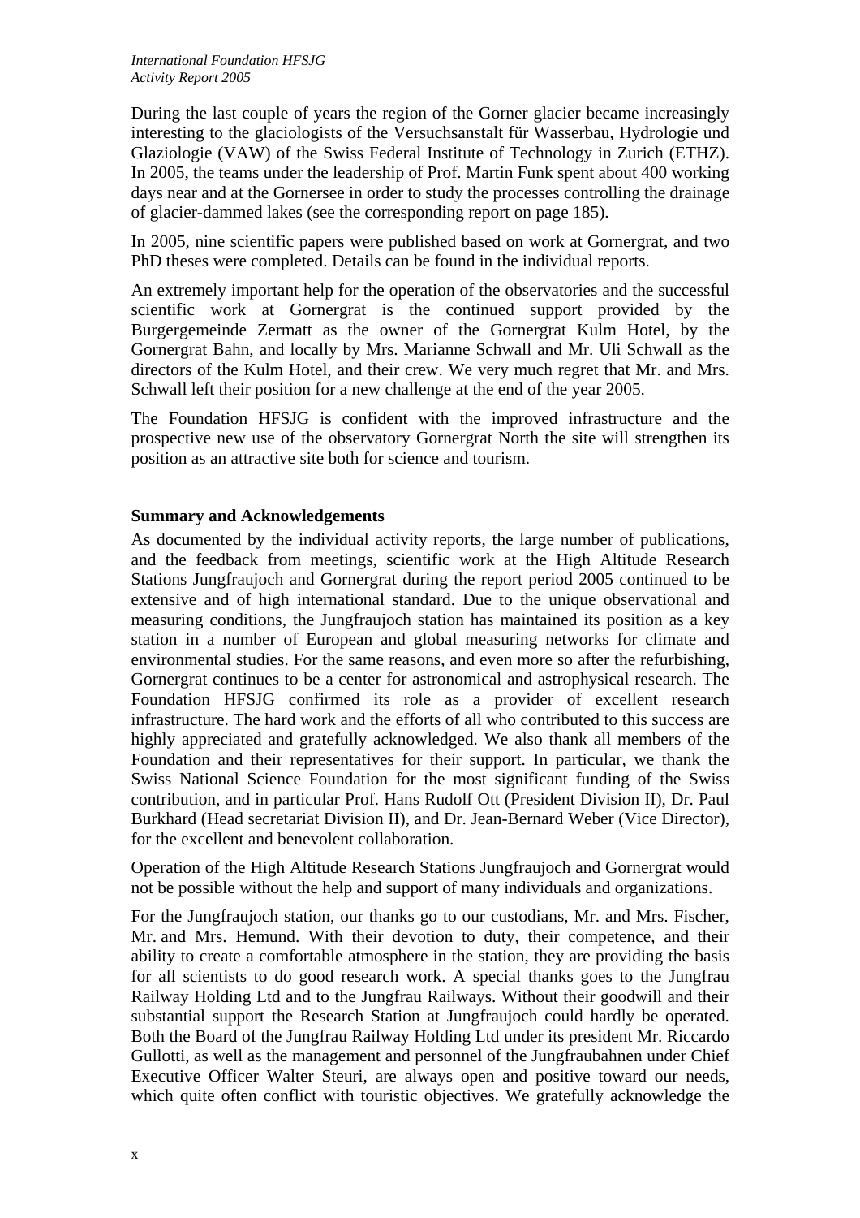During the last couple of years the region of the Gorner glacier became increasingly interesting to the glaciologists of the Versuchsanstalt für Wasserbau, Hydrologie und Glaziologie (VAW) of the Swiss Federal Institute of Technology in Zurich (ETHZ). In 2005, the teams under the leadership of Prof. Martin Funk spent about 400 working days near and at the Gornersee in order to study the processes controlling the drainage of glacier-dammed lakes (see the corresponding report on page 185).

In 2005, nine scientific papers were published based on work at Gornergrat, and two PhD theses were completed. Details can be found in the individual reports.

An extremely important help for the operation of the observatories and the successful scientific work at Gornergrat is the continued support provided by the Burgergemeinde Zermatt as the owner of the Gornergrat Kulm Hotel, by the Gornergrat Bahn, and locally by Mrs. Marianne Schwall and Mr. Uli Schwall as the directors of the Kulm Hotel, and their crew. We very much regret that Mr. and Mrs. Schwall left their position for a new challenge at the end of the year 2005.

The Foundation HFSJG is confident with the improved infrastructure and the prospective new use of the observatory Gornergrat North the site will strengthen its position as an attractive site both for science and tourism.

## Summary and Acknowledgements

As documented by the individual activity reports, the large number of publications, and the feedback from meetings, scientific work at the High Altitude Research Stations Jungfraujoch and Gornergrat during the report period 2005 continued to be extensive and of high international standard. Due to the unique observational and measuring conditions, the Jungfraujoch station has maintained its position as a key station in a number of European and global measuring networks for climate and environmental studies. For the same reasons, and even more so after the refurbishing, Gornergrat continues to be a center for astronomical and astrophysical research. The Foundation HFSJG confirmed its role as a provider of excellent research infrastructure. The hard work and the efforts of all who contributed to this success are highly appreciated and gratefully acknowledged. We also thank all members of the Foundation and their representatives for their support. In particular, we thank the Swiss National Science Foundation for the most significant funding of the Swiss contribution, and in particular Prof. Hans Rudolf Ott (President Division II), Dr. Paul Burkhard (Head secretariat Division II), and Dr. Jean-Bernard Weber (Vice Director), for the excellent and benevolent collaboration.

Operation of the High Altitude Research Stations Jungfraujoch and Gornergrat would not be possible without the help and support of many individuals and organizations.

For the Jungfraujoch station, our thanks go to our custodians, Mr. and Mrs. Fischer, Mr. and Mrs. Hemund. With their devotion to duty, their competence, and their ability to create a comfortable atmosphere in the station, they are providing the basis for all scientists to do good research work. A special thanks goes to the Jungfrau Railway Holding Ltd and to the Jungfrau Railways. Without their goodwill and their substantial support the Research Station at Jungfraujoch could hardly be operated. Both the Board of the Jungfrau Railway Holding Ltd under its president Mr. Riccardo Gullotti, as well as the management and personnel of the Jungfraubahnen under Chief Executive Officer Walter Steuri, are always open and positive toward our needs, which quite often conflict with touristic objectives. We gratefully acknowledge the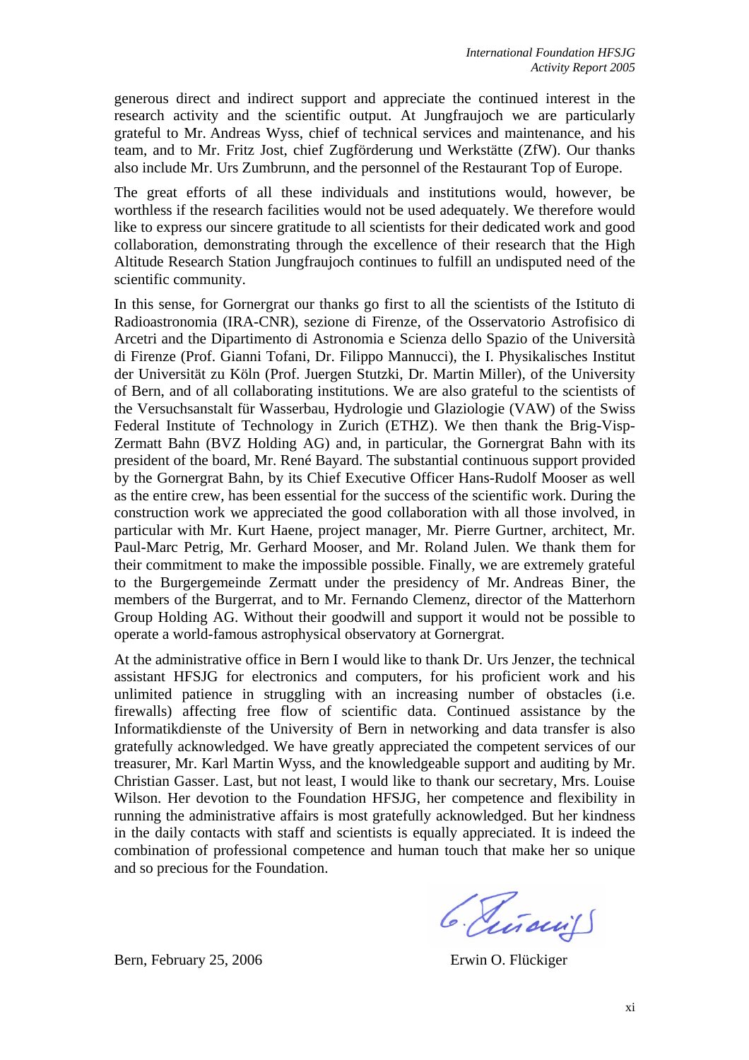generous direct and indirect support and appreciate the continued interest in the research activity and the scientific output. At Jungfraujoch we are particularly grateful to Mr. Andreas Wyss, chief of technical services and maintenance, and his team, and to Mr. Fritz Jost, chief Zugförderung und Werkstätte (ZfW). Our thanks also include Mr. Urs Zumbrunn, and the personnel of the Restaurant Top of Europe.

The great efforts of all these individuals and institutions would, however, be worthless if the research facilities would not be used adequately. We therefore would like to express our sincere gratitude to all scientists for their dedicated work and good collaboration, demonstrating through the excellence of their research that the High Altitude Research Station Jungfraujoch continues to fulfill an undisputed need of the scientific community.

In this sense, for Gornergrat our thanks go first to all the scientists of the Istituto di Radioastronomia (IRA-CNR), sezione di Firenze, of the Osservatorio Astrofisico di Arcetri and the Dipartimento di Astronomia e Scienza dello Spazio of the Università di Firenze (Prof. Gianni Tofani, Dr. Filippo Mannucci), the I. Physikalisches Institut der Universität zu Köln (Prof. Juergen Stutzki, Dr. Martin Miller), of the University of Bern, and of all collaborating institutions. We are also grateful to the scientists of the Versuchsanstalt für Wasserbau, Hydrologie und Glaziologie (VAW) of the Swiss Federal Institute of Technology in Zurich (ETHZ). We then thank the Brig-Visp-Zermatt Bahn (BVZ Holding AG) and, in particular, the Gornergrat Bahn with its president of the board, Mr. René Bayard. The substantial continuous support provided by the Gornergrat Bahn, by its Chief Executive Officer Hans-Rudolf Mooser as well as the entire crew, has been essential for the success of the scientific work. During the construction work we appreciated the good collaboration with all those involved, in particular with Mr. Kurt Haene, project manager, Mr. Pierre Gurtner, architect, Mr. Paul-Marc Petrig, Mr. Gerhard Mooser, and Mr. Roland Julen. We thank them for their commitment to make the impossible possible. Finally, we are extremely grateful to the Burgergemeinde Zermatt under the presidency of Mr. Andreas Biner, the members of the Burgerrat, and to Mr. Fernando Clemenz, director of the Matterhorn Group Holding AG. Without their goodwill and support it would not be possible to operate a world-famous astrophysical observatory at Gornergrat.

At the administrative office in Bern I would like to thank Dr. Urs Jenzer, the technical assistant HFSJG for electronics and computers, for his proficient work and his unlimited patience in struggling with an increasing number of obstacles (i.e. firewalls) affecting free flow of scientific data. Continued assistance by the Informatikdienste of the University of Bern in networking and data transfer is also gratefully acknowledged. We have greatly appreciated the competent services of our treasurer, Mr. Karl Martin Wyss, and the knowledgeable support and auditing by Mr. Christian Gasser. Last, but not least, I would like to thank our secretary, Mrs. Louise Wilson. Her devotion to the Foundation HFSJG, her competence and flexibility in running the administrative affairs is most gratefully acknowledged. But her kindness in the daily contacts with staff and scientists is equally appreciated. It is indeed the combination of professional competence and human touch that make her so unique and so precious for the Foundation.

Bern, February 25, 2006

Erwin O. Flückiger